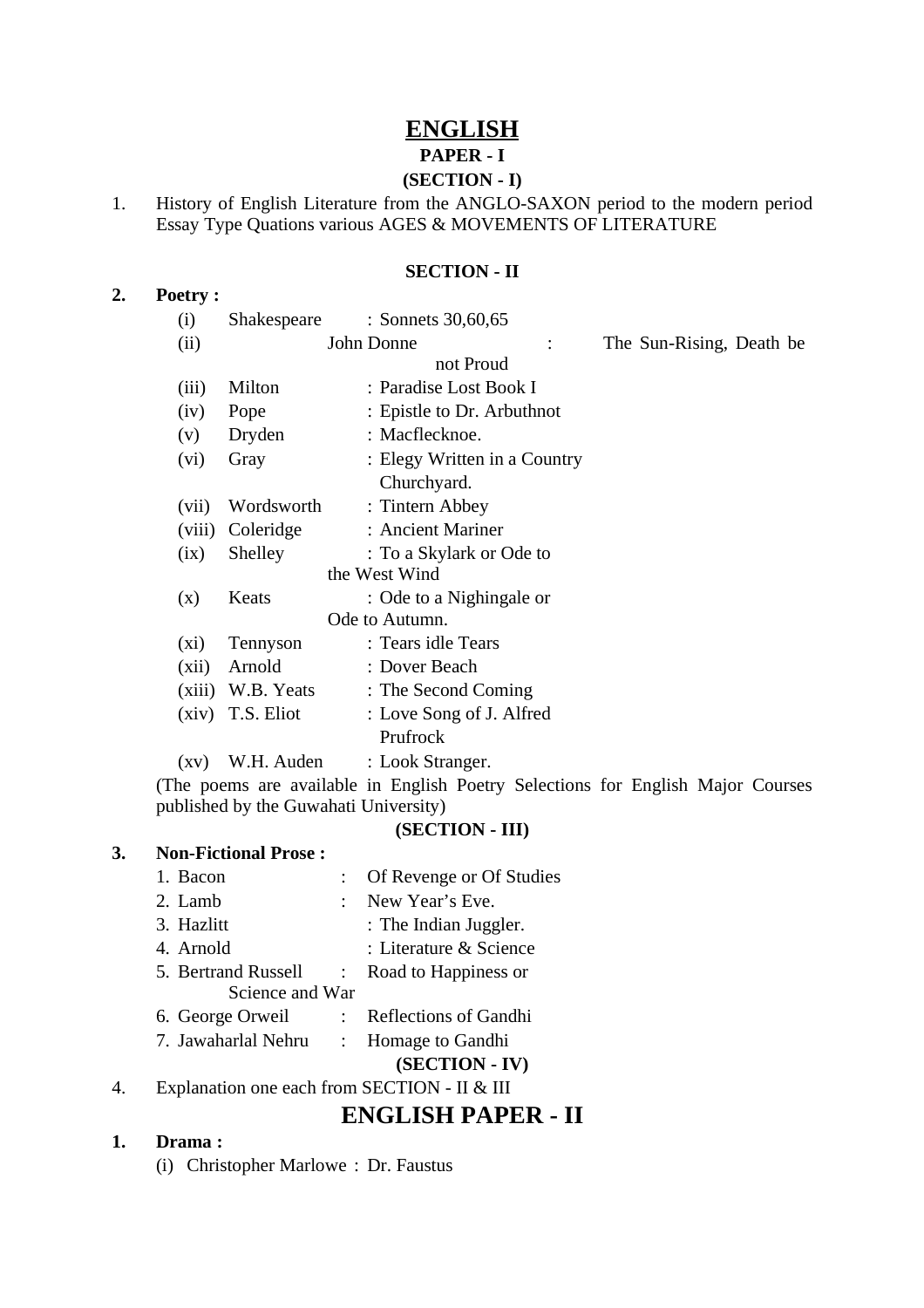# ENGLISH

## PAPER - I

### (SECTION - I)

1. History of English Literature from the ANGLO-SAXON period to the modern period Essay Type Quations various AGES & MOVEMENTS OF LITERATURE

### SECTION - II

**2. Poetry :**

- (i) Shakespeare : Sonnets 30,60,65
- (ii) John Donne : The Sun-Rising, Death be not Proud
- (iii) Milton : Paradise Lost Book I
- (iv) Pope : Epistle to Dr. Arbuthnot
- (v) Dryden : Macflecknoe.
- (vi) Gray : Elegy Written in a Country Churchyard.
- (vii) Wordsworth : Tintern Abbey
- (viii) Coleridge : Ancient Mariner
- (ix) Shelley : To a Skylark or Ode to the West Wind
- (x) Keats : Ode to a Nighingale or Ode to Autumn.
- (xi) Tennyson : Tears idle Tears
- (xii) Arnold : Dover Beach
- (xiii) W.B. Yeats : The Second Coming
- (xiv) T.S. Eliot : Love Song of J. Alfred Prufrock
- (xv) W.H. Auden : Look Stranger.

(The poems are available in English Poetry Selections for English Major Courses published by the Guwahati University)

### (SECTION - III)

**3. Non-Fictional Prose :**

1. Bacon : Of Revenge or Of Studies
2. Lamb : New Year's Eve.
3. Hazlitt : The Indian Juggler.
4. Arnold : Literature & Science
5. Bertrand Russell : Road to Happiness or Science and War
6. George Orweil : Reflections of Gandhi
7. Jawaharlal Nehru : Homage to Gandhi

### (SECTION - IV)

4. Explanation one each from SECTION - II & III

## ENGLISH PAPER - II

**1. Drama :**

(i) Christopher Marlowe : Dr. Faustus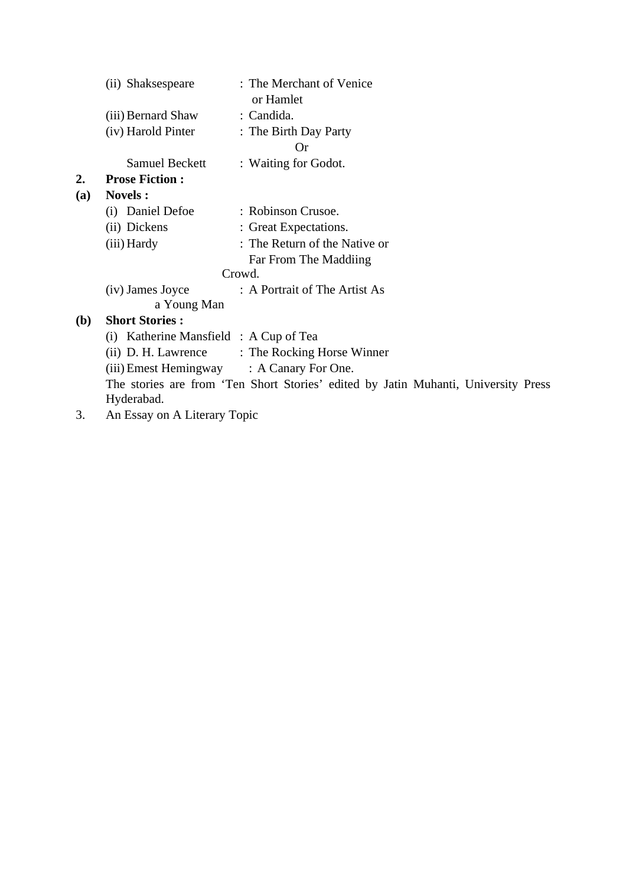(ii) Shaksespeare : The Merchant of Venice or Hamlet

(iii) Bernard Shaw : Candida.

(iv) Harold Pinter : The Birth Day Party

Or

Samuel Beckett : Waiting for Godot.

**2. Prose Fiction :**

**(a) Novels :**

(i) Daniel Defoe : Robinson Crusoe.

(ii) Dickens : Great Expectations.

(iii) Hardy : The Return of the Native or Far From The Maddiing Crowd.

(iv) James Joyce : A Portrait of The Artist As a Young Man

**(b) Short Stories :**

(i) Katherine Mansfield : A Cup of Tea

(ii) D. H. Lawrence : The Rocking Horse Winner

(iii) Emest Hemingway : A Canary For One.

The stories are from 'Ten Short Stories' edited by Jatin Muhanti, University Press Hyderabad.

3. An Essay on A Literary Topic